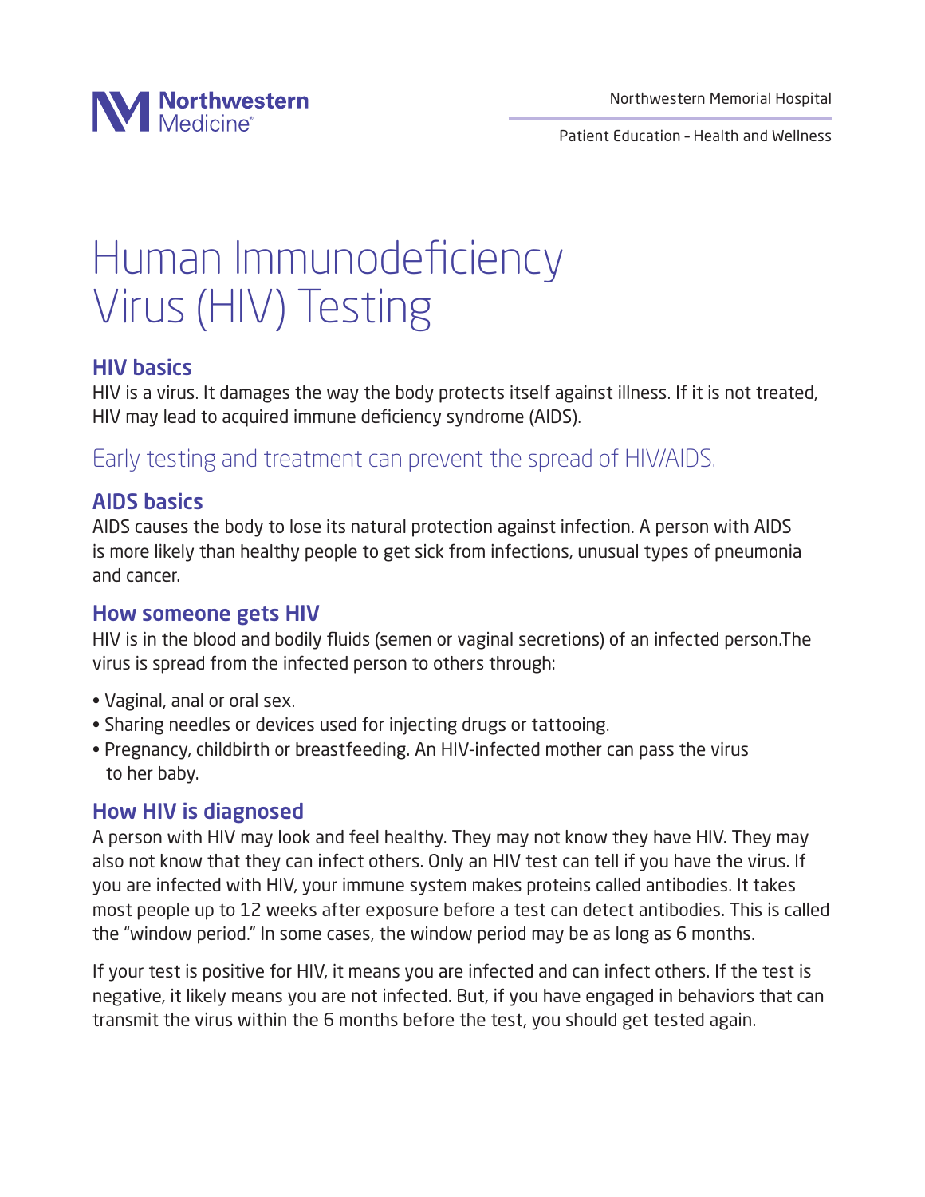# Human Immunodeficiency Virus (HIV) Testing

## HIV basics

HIV is a virus. It damages the way the body protects itself against illness. If it is not treated, HIV may lead to acquired immune deficiency syndrome (AIDS).

### Early testing and treatment can prevent the spread of HIV/AIDS.

## AIDS basics

AIDS causes the body to lose its natural protection against infection. A person with AIDS is more likely than healthy people to get sick from infections, unusual types of pneumonia and cancer.

## How someone gets HIV

HIV is in the blood and bodily fluids (semen or vaginal secretions) of an infected person.The virus is spread from the infected person to others through:

- Vaginal, anal or oral sex.
- Sharing needles or devices used for injecting drugs or tattooing.
- Pregnancy, childbirth or breastfeeding. An HIV-infected mother can pass the virus to her baby.

## How HIV is diagnosed

A person with HIV may look and feel healthy. They may not know they have HIV. They may also not know that they can infect others. Only an HIV test can tell if you have the virus. If you are infected with HIV, your immune system makes proteins called antibodies. It takes most people up to 12 weeks after exposure before a test can detect antibodies. This is called the "window period." In some cases, the window period may be as long as 6 months.

If your test is positive for HIV, it means you are infected and can infect others. If the test is negative, it likely means you are not infected. But, if you have engaged in behaviors that can transmit the virus within the 6 months before the test, you should get tested again.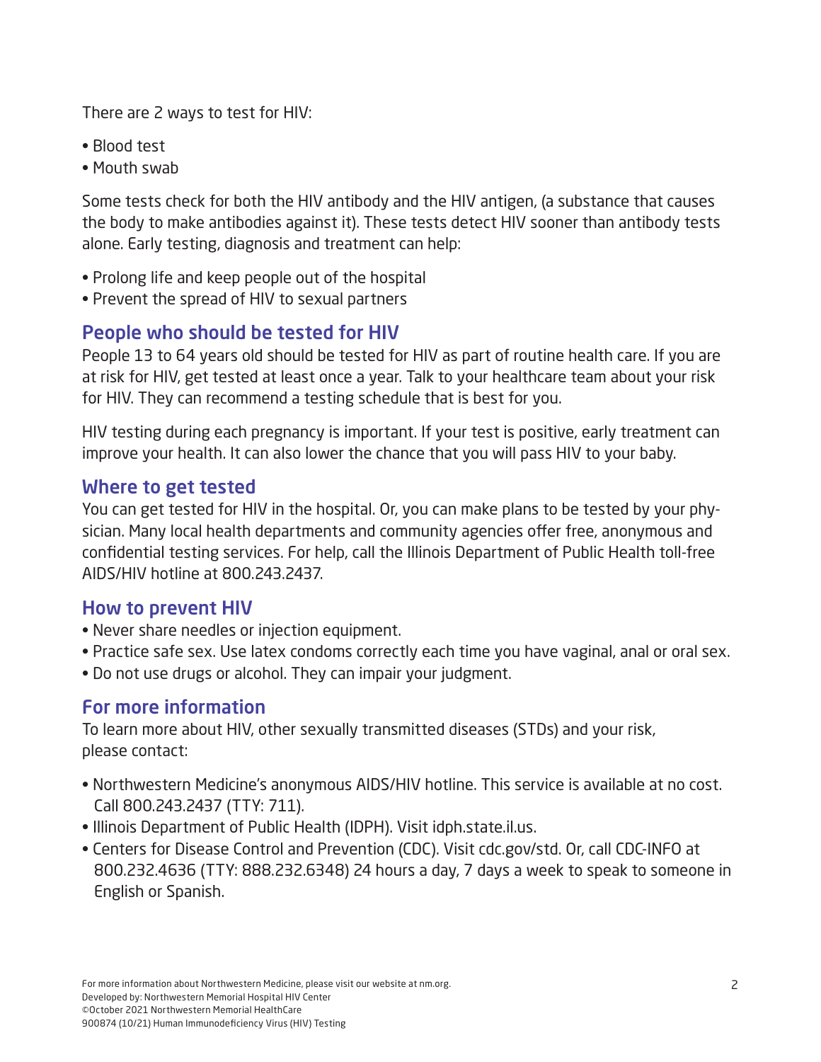There are 2 ways to test for HIV:

- Blood test
- Mouth swab

Some tests check for both the HIV antibody and the HIV antigen, (a substance that causes the body to make antibodies against it). These tests detect HIV sooner than antibody tests alone. Early testing, diagnosis and treatment can help:

- Prolong life and keep people out of the hospital
- Prevent the spread of HIV to sexual partners

## People who should be tested for HIV

People 13 to 64 years old should be tested for HIV as part of routine health care. If you are at risk for HIV, get tested at least once a year. Talk to your healthcare team about your risk for HIV. They can recommend a testing schedule that is best for you.

HIV testing during each pregnancy is important. If your test is positive, early treatment can improve your health. It can also lower the chance that you will pass HIV to your baby.

## Where to get tested

You can get tested for HIV in the hospital. Or, you can make plans to be tested by your physician. Many local health departments and community agencies offer free, anonymous and confidential testing services. For help, call the Illinois Department of Public Health toll-free AIDS/HIV hotline at 800.243.2437.

## How to prevent HIV

- Never share needles or injection equipment.
- Practice safe sex. Use latex condoms correctly each time you have vaginal, anal or oral sex.
- Do not use drugs or alcohol. They can impair your judgment.

## For more information

To learn more about HIV, other sexually transmitted diseases (STDs) and your risk, please contact:

- Northwestern Medicine's anonymous AIDS/HIV hotline. This service is available at no cost. Call 800.243.2437 (TTY: 711).
- Illinois Department of Public Health (IDPH). Visit idph.state.il.us.
- Centers for Disease Control and Prevention (CDC). Visit cdc.gov/std. Or, call CDC-INFO at 800.232.4636 (TTY: 888.232.6348) 24 hours a day, 7 days a week to speak to someone in English or Spanish.

For more information about Northwestern Medicine, please visit our website at nm.org.
Developed by: Northwestern Memorial Hospital HIV Center
©October 2021 Northwestern Memorial HealthCare
900874 (10/21) Human Immunodeficiency Virus (HIV) Testing